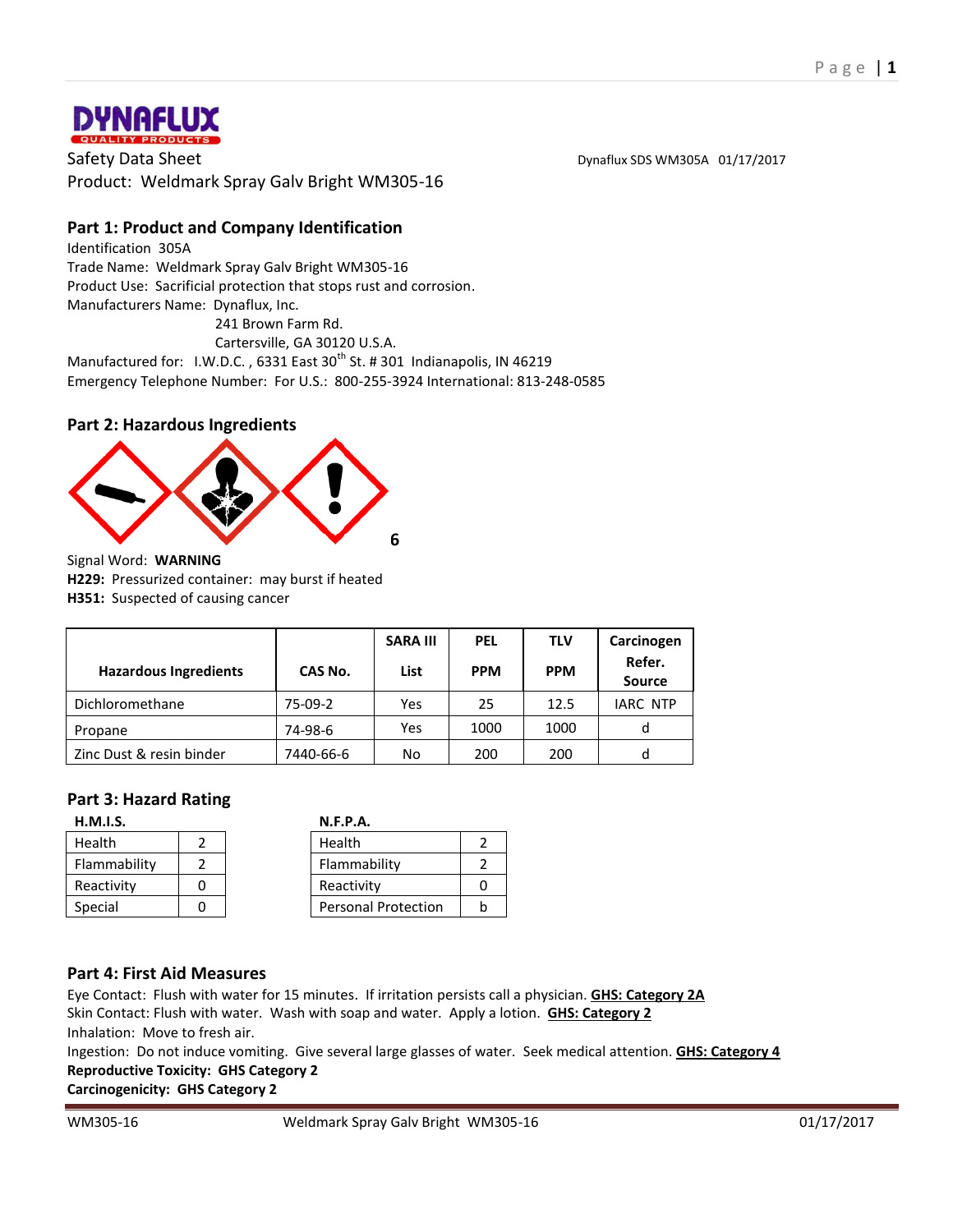DYNAFLUX
QUALITY PRODUCTS

Safety Data Sheet

Dynaflux SDS WM305A 01/17/2017

Product: Weldmark Spray Galv Bright WM305-16

## Part 1: Product and Company Identification

Identification 305A
Trade Name: Weldmark Spray Galv Bright WM305-16
Product Use: Sacrificial protection that stops rust and corrosion.
Manufacturers Name: Dynaflux, Inc.
241 Brown Farm Rd.
Cartersville, GA 30120 U.S.A.
Manufactured for: I.W.D.C. , 6331 East 30th St. # 301 Indianapolis, IN 46219
Emergency Telephone Number: For U.S.: 800-255-3924 International: 813-248-0585

## Part 2: Hazardous Ingredients

6

Signal Word: **WARNING**
**H229:** Pressurized container: may burst if heated
**H351:** Suspected of causing cancer

| Hazardous Ingredients | CAS No. | SARA III List | PEL PPM | TLV PPM | Carcinogen Refer. Source |
|---|---|---|---|---|---|
| Dichloromethane | 75-09-2 | Yes | 25 | 12.5 | IARC NTP |
| Propane | 74-98-6 | Yes | 1000 | 1000 | d |
| Zinc Dust & resin binder | 7440-66-6 | No | 200 | 200 | d |

## Part 3: Hazard Rating

**H.M.I.S.**

| | |
|---|---|
| Health | 2 |
| Flammability | 2 |
| Reactivity | 0 |
| Special | 0 |

**N.F.P.A.**

| | |
|---|---|
| Health | 2 |
| Flammability | 2 |
| Reactivity | 0 |
| Personal Protection | b |

## Part 4: First Aid Measures

Eye Contact: Flush with water for 15 minutes. If irritation persists call a physician. **GHS: Category 2A**
Skin Contact: Flush with water. Wash with soap and water. Apply a lotion. **GHS: Category 2**
Inhalation: Move to fresh air.
Ingestion: Do not induce vomiting. Give several large glasses of water. Seek medical attention. **GHS: Category 4**
**Reproductive Toxicity: GHS Category 2**
**Carcinogenicity: GHS Category 2**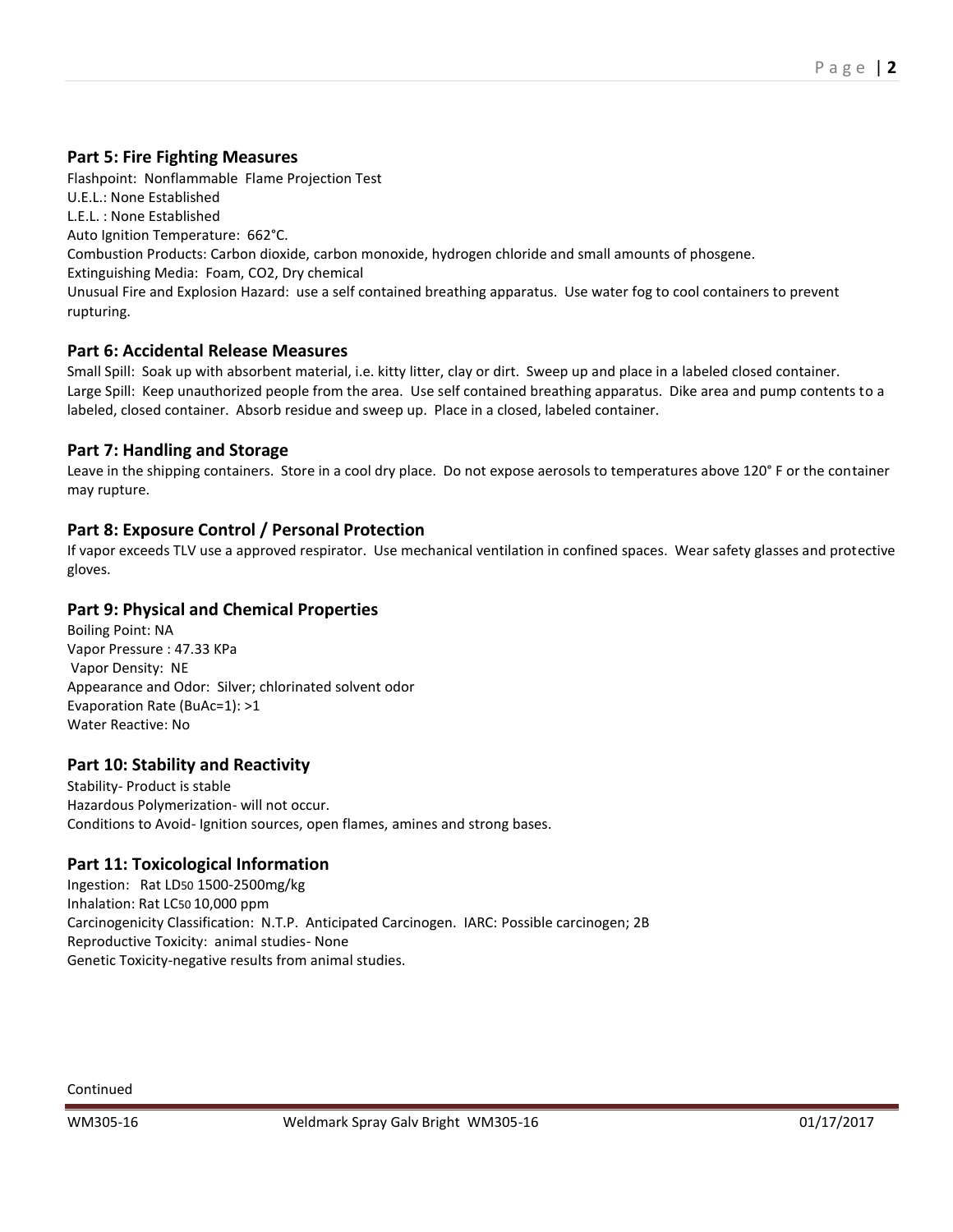## Part 5: Fire Fighting Measures

Flashpoint: Nonflammable Flame Projection Test
U.E.L.: None Established
L.E.L. : None Established
Auto Ignition Temperature: 662°C.
Combustion Products: Carbon dioxide, carbon monoxide, hydrogen chloride and small amounts of phosgene.
Extinguishing Media: Foam, CO2, Dry chemical
Unusual Fire and Explosion Hazard: use a self contained breathing apparatus. Use water fog to cool containers to prevent rupturing.

## Part 6: Accidental Release Measures

Small Spill: Soak up with absorbent material, i.e. kitty litter, clay or dirt. Sweep up and place in a labeled closed container.
Large Spill: Keep unauthorized people from the area. Use self contained breathing apparatus. Dike area and pump contents to a labeled, closed container. Absorb residue and sweep up. Place in a closed, labeled container.

## Part 7: Handling and Storage

Leave in the shipping containers. Store in a cool dry place. Do not expose aerosols to temperatures above 120° F or the container may rupture.

## Part 8: Exposure Control / Personal Protection

If vapor exceeds TLV use a approved respirator. Use mechanical ventilation in confined spaces. Wear safety glasses and protective gloves.

## Part 9: Physical and Chemical Properties

Boiling Point: NA
Vapor Pressure : 47.33 KPa
Vapor Density: NE
Appearance and Odor: Silver; chlorinated solvent odor
Evaporation Rate (BuAc=1): >1
Water Reactive: No

## Part 10: Stability and Reactivity

Stability- Product is stable
Hazardous Polymerization- will not occur.
Conditions to Avoid- Ignition sources, open flames, amines and strong bases.

## Part 11: Toxicological Information

Ingestion: Rat $LD_{50}$ 1500-2500mg/kg
Inhalation: Rat $LC_{50}$ 10,000 ppm
Carcinogenicity Classification: N.T.P. Anticipated Carcinogen. IARC: Possible carcinogen; 2B
Reproductive Toxicity: animal studies- None
Genetic Toxicity-negative results from animal studies.

Continued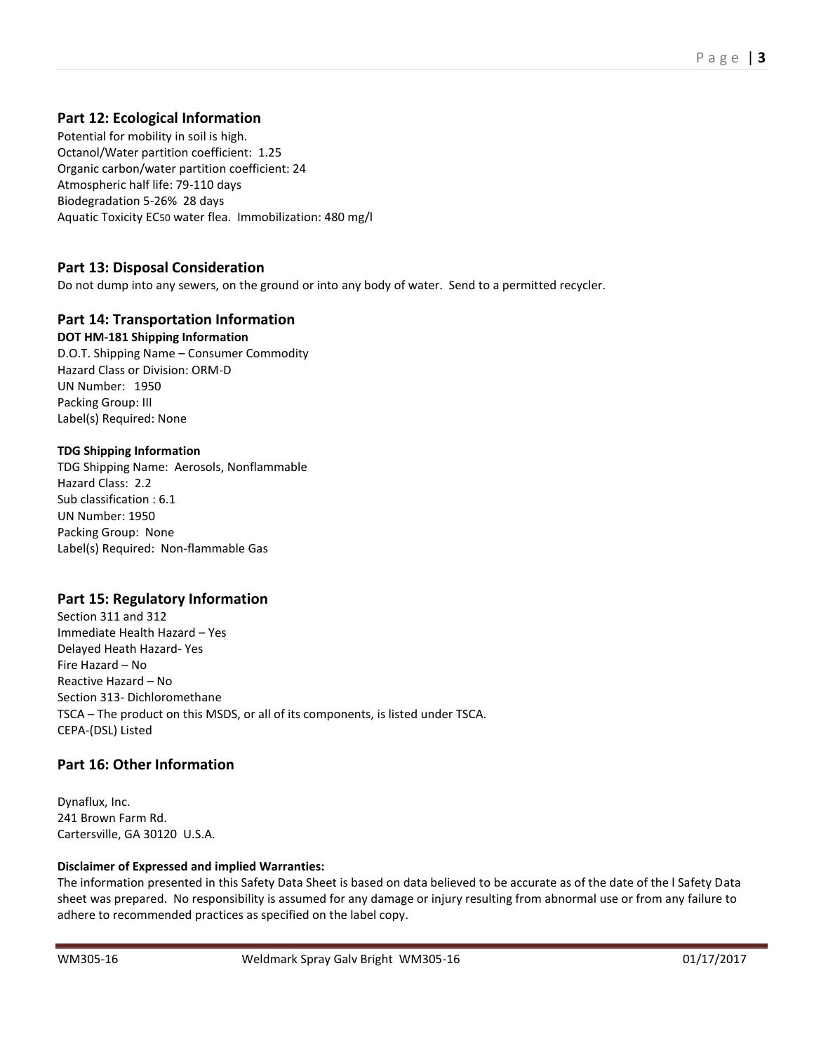## Part 12: Ecological Information

Potential for mobility in soil is high.
Octanol/Water partition coefficient: 1.25
Organic carbon/water partition coefficient: 24
Atmospheric half life: 79-110 days
Biodegradation 5-26% 28 days
Aquatic Toxicity $EC_{50}$ water flea. Immobilization: 480 mg/l

## Part 13: Disposal Consideration

Do not dump into any sewers, on the ground or into any body of water. Send to a permitted recycler.

## Part 14: Transportation Information

**DOT HM-181 Shipping Information**

D.O.T. Shipping Name – Consumer Commodity
Hazard Class or Division: ORM-D
UN Number: 1950
Packing Group: III
Label(s) Required: None

**TDG Shipping Information**

TDG Shipping Name: Aerosols, Nonflammable
Hazard Class: 2.2
Sub classification : 6.1
UN Number: 1950
Packing Group: None
Label(s) Required: Non-flammable Gas

## Part 15: Regulatory Information

Section 311 and 312
Immediate Health Hazard – Yes
Delayed Heath Hazard- Yes
Fire Hazard – No
Reactive Hazard – No
Section 313- Dichloromethane
TSCA – The product on this MSDS, or all of its components, is listed under TSCA.
CEPA-(DSL) Listed

## Part 16: Other Information

Dynaflux, Inc.
241 Brown Farm Rd.
Cartersville, GA 30120 U.S.A.

**Disclaimer of Expressed and implied Warranties:**

The information presented in this Safety Data Sheet is based on data believed to be accurate as of the date of the l Safety Data sheet was prepared. No responsibility is assumed for any damage or injury resulting from abnormal use or from any failure to adhere to recommended practices as specified on the label copy.